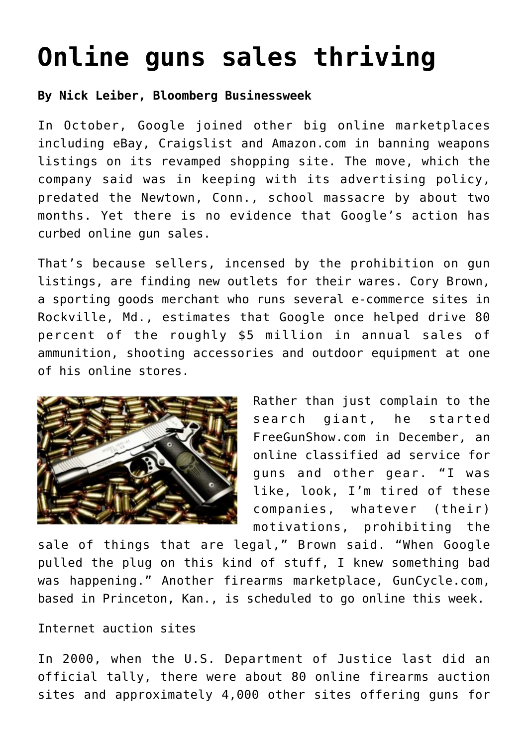# Online guns sales thriving

**By Nick Leiber, Bloomberg Businessweek**

In October, Google joined other big online marketplaces including eBay, Craigslist and Amazon.com in banning weapons listings on its revamped shopping site. The move, which the company said was in keeping with its advertising policy, predated the Newtown, Conn., school massacre by about two months. Yet there is no evidence that Google's action has curbed online gun sales.

That's because sellers, incensed by the prohibition on gun listings, are finding new outlets for their wares. Cory Brown, a sporting goods merchant who runs several e-commerce sites in Rockville, Md., estimates that Google once helped drive 80 percent of the roughly $5 million in annual sales of ammunition, shooting accessories and outdoor equipment at one of his online stores.

Rather than just complain to the search giant, he started FreeGunShow.com in December, an online classified ad service for guns and other gear. "I was like, look, I'm tired of these companies, whatever (their) motivations, prohibiting the sale of things that are legal," Brown said. "When Google pulled the plug on this kind of stuff, I knew something bad was happening." Another firearms marketplace, GunCycle.com, based in Princeton, Kan., is scheduled to go online this week.

Internet auction sites

In 2000, when the U.S. Department of Justice last did an official tally, there were about 80 online firearms auction sites and approximately 4,000 other sites offering guns for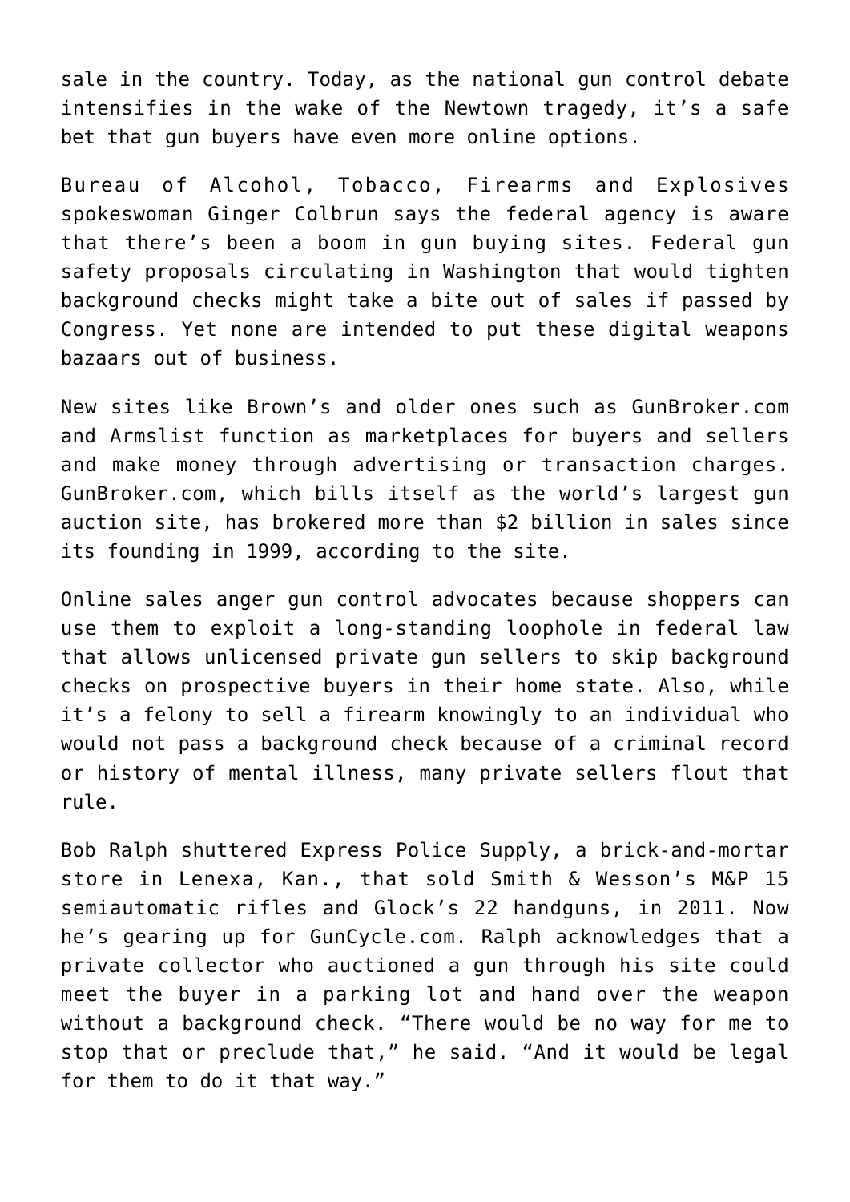sale in the country. Today, as the national gun control debate intensifies in the wake of the Newtown tragedy, it's a safe bet that gun buyers have even more online options.

Bureau of Alcohol, Tobacco, Firearms and Explosives spokeswoman Ginger Colbrun says the federal agency is aware that there's been a boom in gun buying sites. Federal gun safety proposals circulating in Washington that would tighten background checks might take a bite out of sales if passed by Congress. Yet none are intended to put these digital weapons bazaars out of business.

New sites like Brown's and older ones such as GunBroker.com and Armslist function as marketplaces for buyers and sellers and make money through advertising or transaction charges. GunBroker.com, which bills itself as the world's largest gun auction site, has brokered more than $2 billion in sales since its founding in 1999, according to the site.

Online sales anger gun control advocates because shoppers can use them to exploit a long-standing loophole in federal law that allows unlicensed private gun sellers to skip background checks on prospective buyers in their home state. Also, while it's a felony to sell a firearm knowingly to an individual who would not pass a background check because of a criminal record or history of mental illness, many private sellers flout that rule.

Bob Ralph shuttered Express Police Supply, a brick-and-mortar store in Lenexa, Kan., that sold Smith & Wesson's M&P 15 semiautomatic rifles and Glock's 22 handguns, in 2011. Now he's gearing up for GunCycle.com. Ralph acknowledges that a private collector who auctioned a gun through his site could meet the buyer in a parking lot and hand over the weapon without a background check. "There would be no way for me to stop that or preclude that," he said. "And it would be legal for them to do it that way."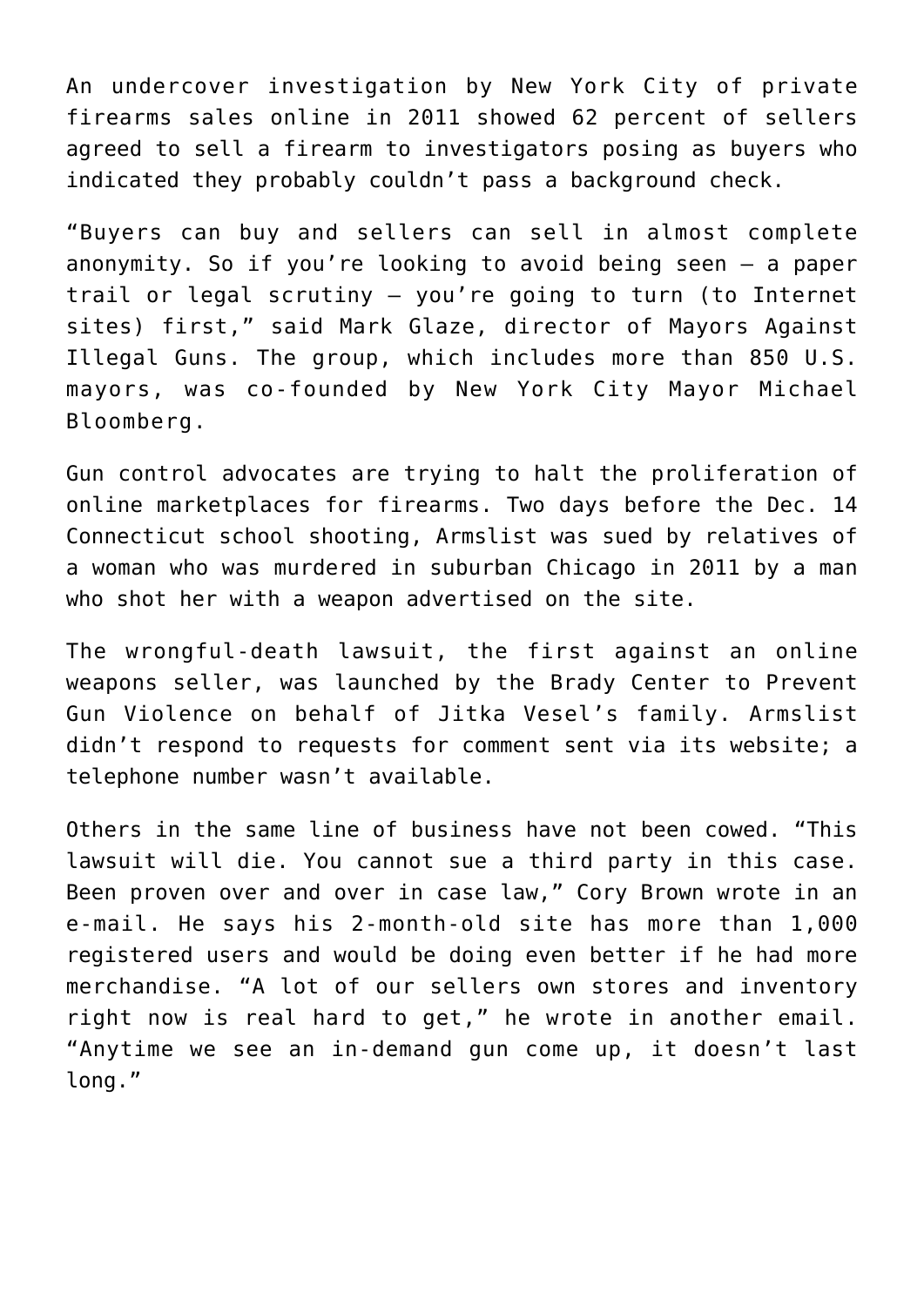An undercover investigation by New York City of private firearms sales online in 2011 showed 62 percent of sellers agreed to sell a firearm to investigators posing as buyers who indicated they probably couldn't pass a background check.

"Buyers can buy and sellers can sell in almost complete anonymity. So if you're looking to avoid being seen – a paper trail or legal scrutiny – you're going to turn (to Internet sites) first," said Mark Glaze, director of Mayors Against Illegal Guns. The group, which includes more than 850 U.S. mayors, was co-founded by New York City Mayor Michael Bloomberg.

Gun control advocates are trying to halt the proliferation of online marketplaces for firearms. Two days before the Dec. 14 Connecticut school shooting, Armslist was sued by relatives of a woman who was murdered in suburban Chicago in 2011 by a man who shot her with a weapon advertised on the site.

The wrongful-death lawsuit, the first against an online weapons seller, was launched by the Brady Center to Prevent Gun Violence on behalf of Jitka Vesel's family. Armslist didn't respond to requests for comment sent via its website; a telephone number wasn't available.

Others in the same line of business have not been cowed. "This lawsuit will die. You cannot sue a third party in this case. Been proven over and over in case law," Cory Brown wrote in an e-mail. He says his 2-month-old site has more than 1,000 registered users and would be doing even better if he had more merchandise. "A lot of our sellers own stores and inventory right now is real hard to get," he wrote in another email. "Anytime we see an in-demand gun come up, it doesn't last long."